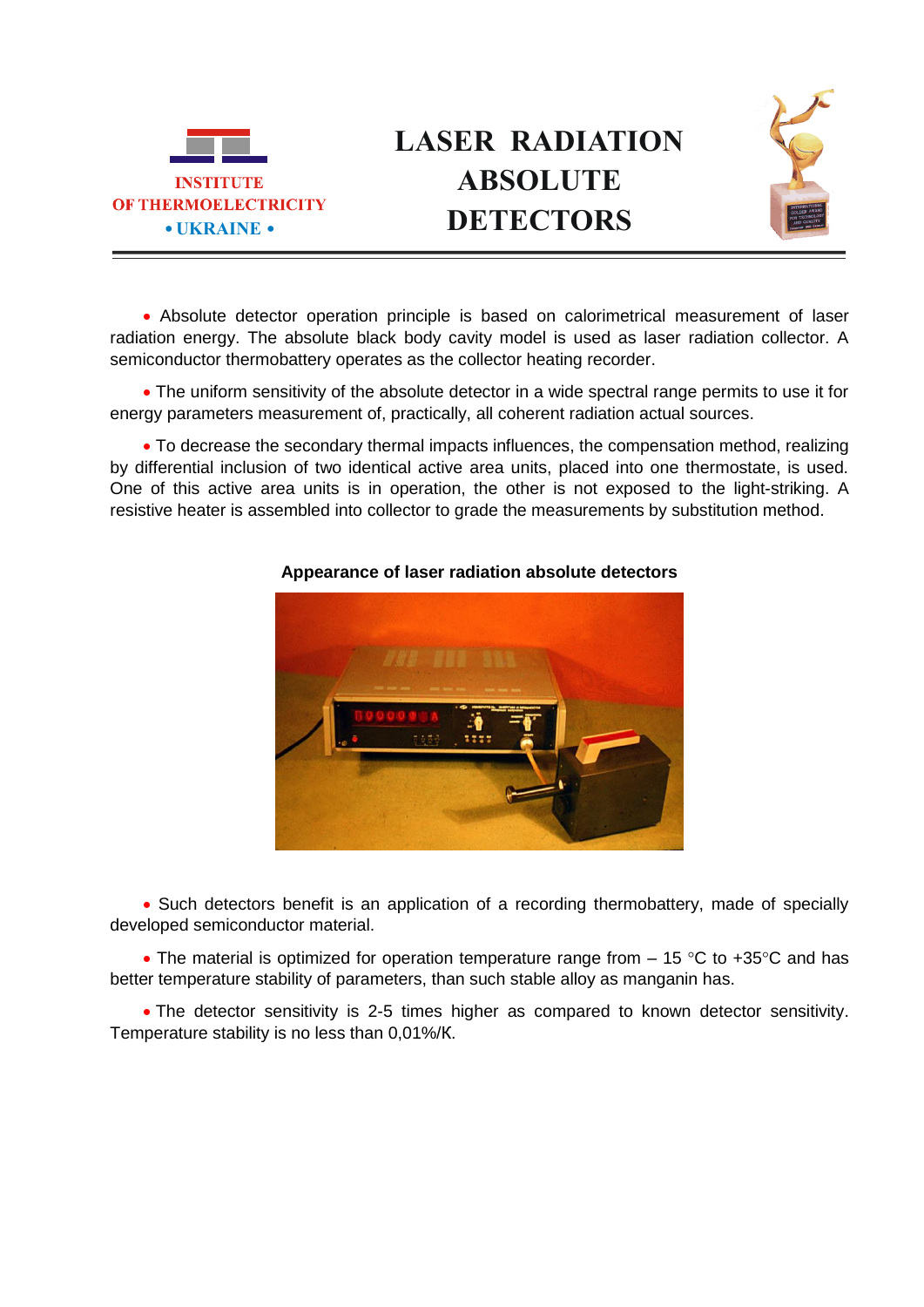INSTITUTE OF THERMOELECTRICITY • UKRAINE •

# LASER RADIATION ABSOLUTE DETECTORS

- Absolute detector operation principle is based on calorimetrical measurement of laser radiation energy. The absolute black body cavity model is used as laser radiation collector. A semiconductor thermobattery operates as the collector heating recorder.

- The uniform sensitivity of the absolute detector in a wide spectral range permits to use it for energy parameters measurement of, practically, all coherent radiation actual sources.

- To decrease the secondary thermal impacts influences, the compensation method, realizing by differential inclusion of two identical active area units, placed into one thermostate, is used. One of this active area units is in operation, the other is not exposed to the light-striking. A resistive heater is assembled into collector to grade the measurements by substitution method.

**Appearance of laser radiation absolute detectors**

- Such detectors benefit is an application of a recording thermobattery, made of specially developed semiconductor material.

- The material is optimized for operation temperature range from – 15 °C to +35°C and has better temperature stability of parameters, than such stable alloy as manganin has.

- The detector sensitivity is 2-5 times higher as compared to known detector sensitivity. Temperature stability is no less than 0,01%/K.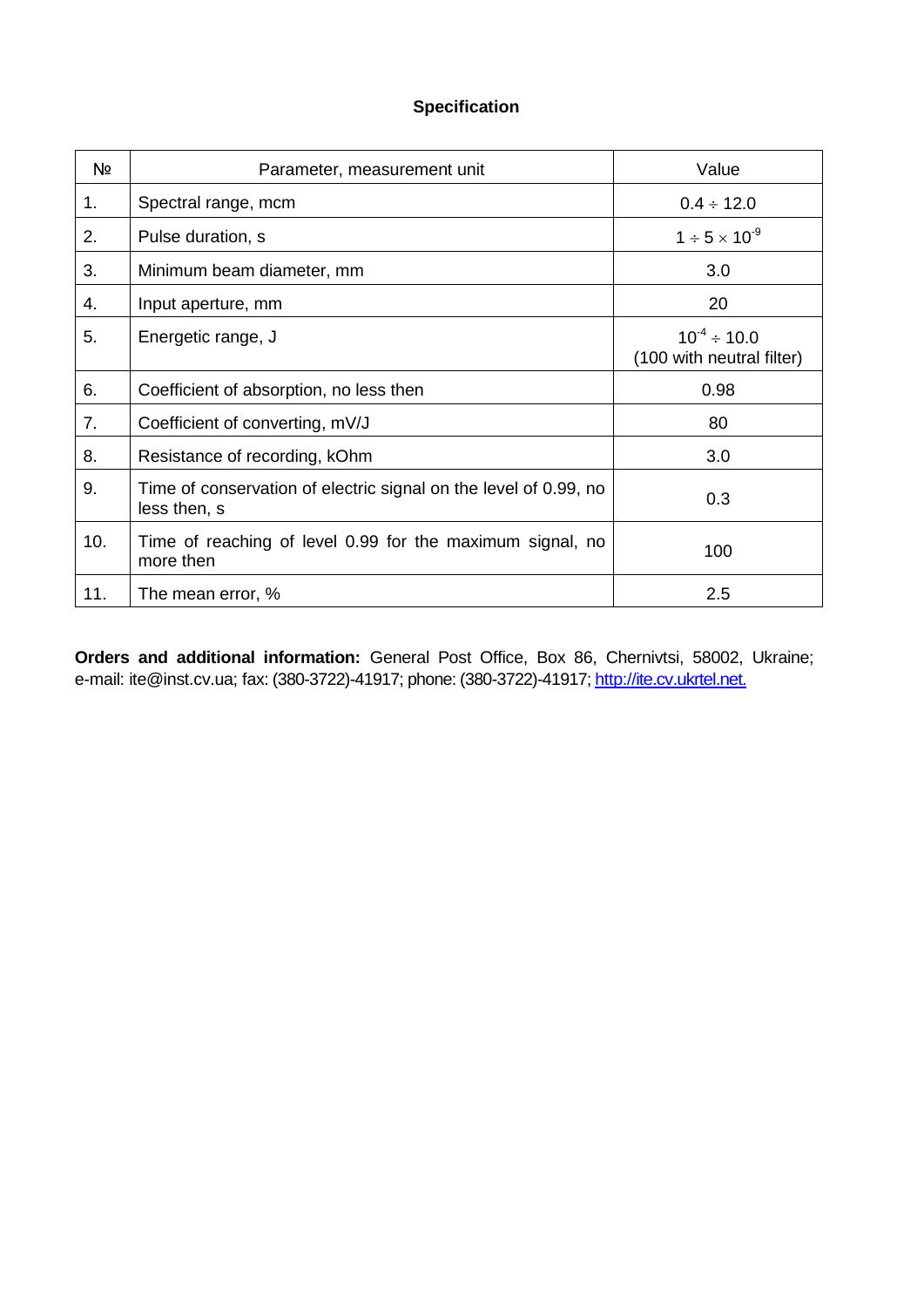## Specification

| № | Parameter, measurement unit | Value |
|---|---|---|
| 1. | Spectral range, mcm | $0.4 \div 12.0$ |
| 2. | Pulse duration, s | $1 \div 5 \times 10^{-9}$ |
| 3. | Minimum beam diameter, mm | 3.0 |
| 4. | Input aperture, mm | 20 |
| 5. | Energetic range, J | $10^{-4} \div 10.0$ (100 with neutral filter) |
| 6. | Coefficient of absorption, no less then | 0.98 |
| 7. | Coefficient of converting, mV/J | 80 |
| 8. | Resistance of recording, kOhm | 3.0 |
| 9. | Time of conservation of electric signal on the level of 0.99, no less then, s | 0.3 |
| 10. | Time of reaching of level 0.99 for the maximum signal, no more then | 100 |
| 11. | The mean error, % | 2.5 |

**Orders and additional information:** General Post Office, Box 86, Chernivtsi, 58002, Ukraine; e-mail: ite@inst.cv.ua; fax: (380-3722)-41917; phone: (380-3722)-41917; http://ite.cv.ukrtel.net.